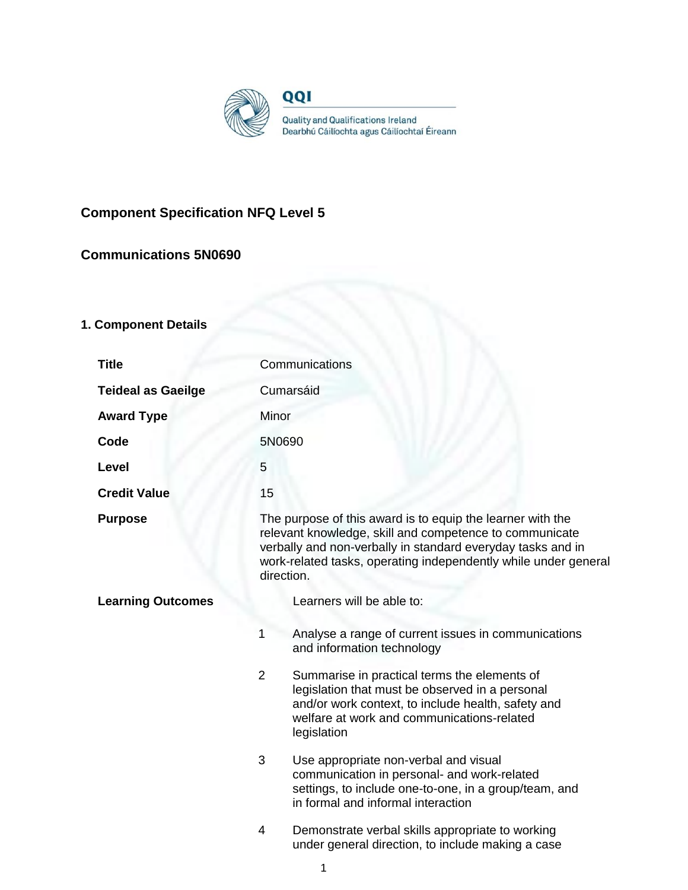QQI

Quality and Qualifications Ireland
Dearbhú Cáilíochta agus Cáilíochtaí Éireann

## Component Specification NFQ Level 5

## Communications 5N0690

### 1. Component Details

| | |
|---|---|
| **Title** | Communications |
| **Teideal as Gaeilge** | Cumarsáid |
| **Award Type** | Minor |
| **Code** | 5N0690 |
| **Level** | 5 |
| **Credit Value** | 15 |
| **Purpose** | The purpose of this award is to equip the learner with the relevant knowledge, skill and competence to communicate verbally and non-verbally in standard everyday tasks and in work-related tasks, operating independently while under general direction. |
| **Learning Outcomes** | Learners will be able to: |

1. Analyse a range of current issues in communications and information technology
2. Summarise in practical terms the elements of legislation that must be observed in a personal and/or work context, to include health, safety and welfare at work and communications-related legislation
3. Use appropriate non-verbal and visual communication in personal- and work-related settings, to include one-to-one, in a group/team, and in formal and informal interaction
4. Demonstrate verbal skills appropriate to working under general direction, to include making a case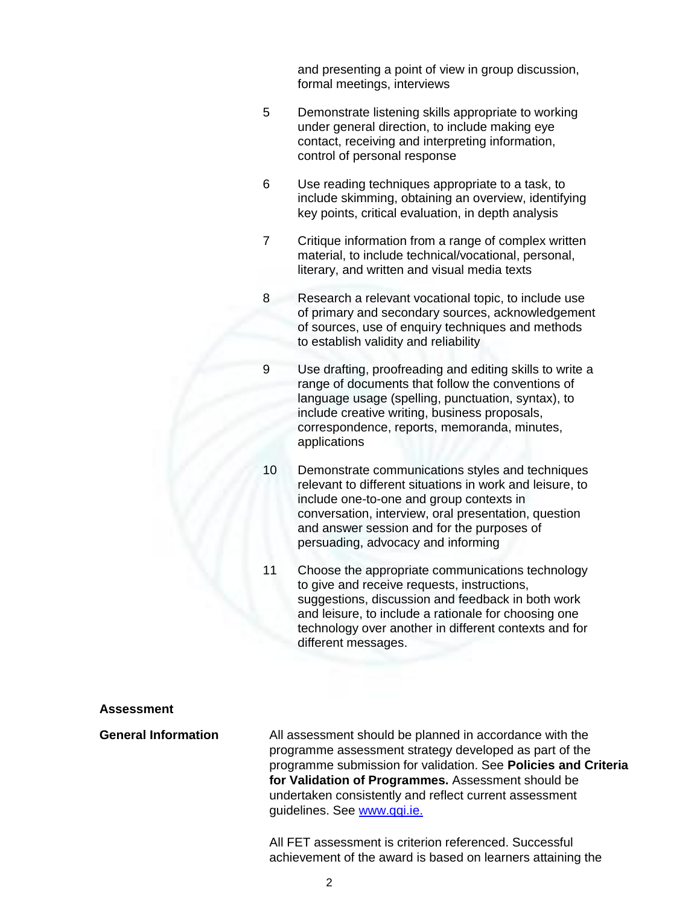and presenting a point of view in group discussion, formal meetings, interviews

5 Demonstrate listening skills appropriate to working under general direction, to include making eye contact, receiving and interpreting information, control of personal response

6 Use reading techniques appropriate to a task, to include skimming, obtaining an overview, identifying key points, critical evaluation, in depth analysis

7 Critique information from a range of complex written material, to include technical/vocational, personal, literary, and written and visual media texts

8 Research a relevant vocational topic, to include use of primary and secondary sources, acknowledgement of sources, use of enquiry techniques and methods to establish validity and reliability

9 Use drafting, proofreading and editing skills to write a range of documents that follow the conventions of language usage (spelling, punctuation, syntax), to include creative writing, business proposals, correspondence, reports, memoranda, minutes, applications

10 Demonstrate communications styles and techniques relevant to different situations in work and leisure, to include one-to-one and group contexts in conversation, interview, oral presentation, question and answer session and for the purposes of persuading, advocacy and informing

11 Choose the appropriate communications technology to give and receive requests, instructions, suggestions, discussion and feedback in both work and leisure, to include a rationale for choosing one technology over another in different contexts and for different messages.

**Assessment**

**General Information**

All assessment should be planned in accordance with the programme assessment strategy developed as part of the programme submission for validation. See **Policies and Criteria for Validation of Programmes.** Assessment should be undertaken consistently and reflect current assessment guidelines. See www.qqi.ie.

All FET assessment is criterion referenced. Successful achievement of the award is based on learners attaining the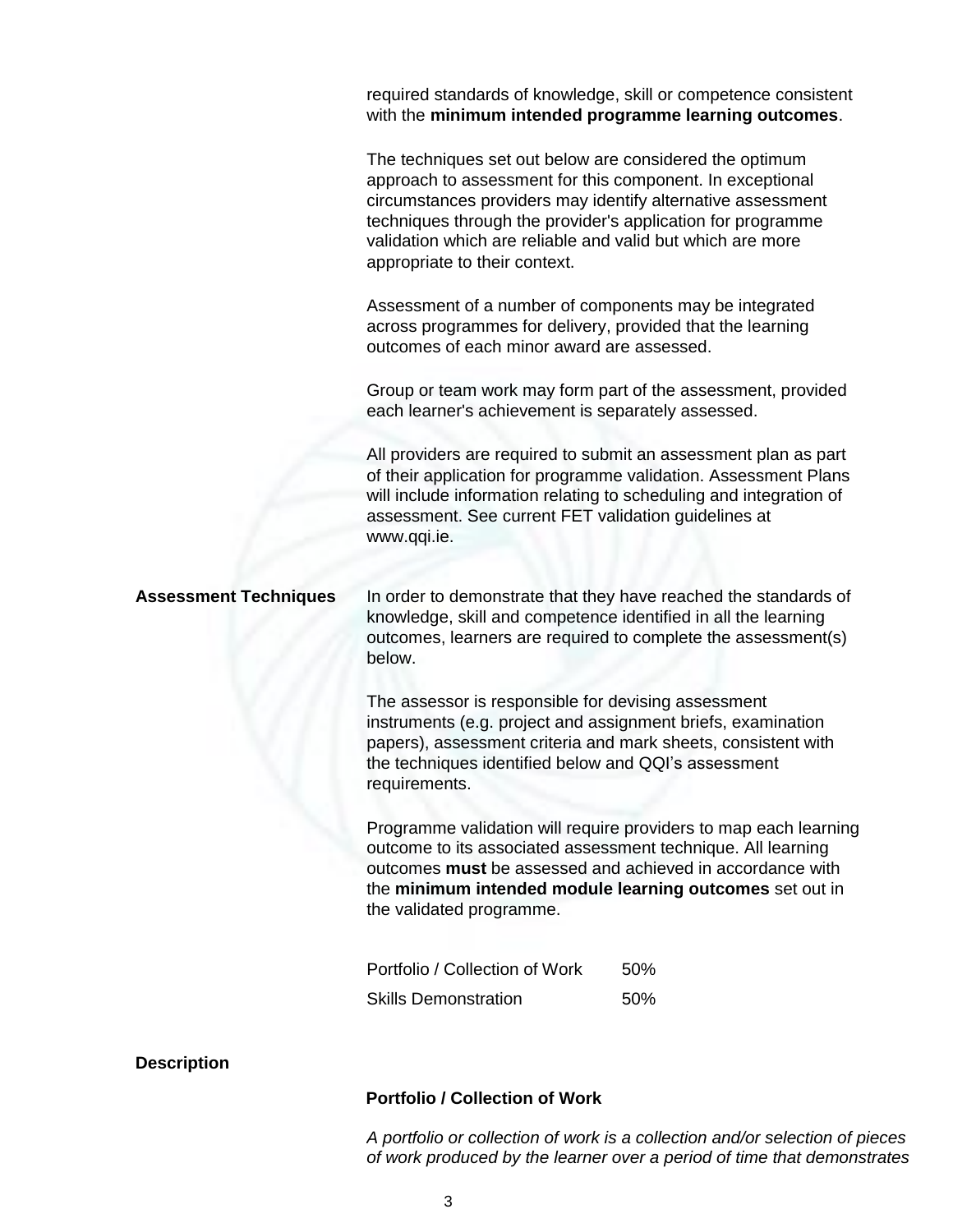required standards of knowledge, skill or competence consistent with the **minimum intended programme learning outcomes**.

The techniques set out below are considered the optimum approach to assessment for this component. In exceptional circumstances providers may identify alternative assessment techniques through the provider's application for programme validation which are reliable and valid but which are more appropriate to their context.

Assessment of a number of components may be integrated across programmes for delivery, provided that the learning outcomes of each minor award are assessed.

Group or team work may form part of the assessment, provided each learner's achievement is separately assessed.

All providers are required to submit an assessment plan as part of their application for programme validation. Assessment Plans will include information relating to scheduling and integration of assessment. See current FET validation guidelines at www.qqi.ie.

**Assessment Techniques**

In order to demonstrate that they have reached the standards of knowledge, skill and competence identified in all the learning outcomes, learners are required to complete the assessment(s) below.

The assessor is responsible for devising assessment instruments (e.g. project and assignment briefs, examination papers), assessment criteria and mark sheets, consistent with the techniques identified below and QQI's assessment requirements.

Programme validation will require providers to map each learning outcome to its associated assessment technique. All learning outcomes **must** be assessed and achieved in accordance with the **minimum intended module learning outcomes** set out in the validated programme.

| | |
|---|---|
| Portfolio / Collection of Work | 50% |
| Skills Demonstration | 50% |

**Description**

**Portfolio / Collection of Work**

*A portfolio or collection of work is a collection and/or selection of pieces of work produced by the learner over a period of time that demonstrates*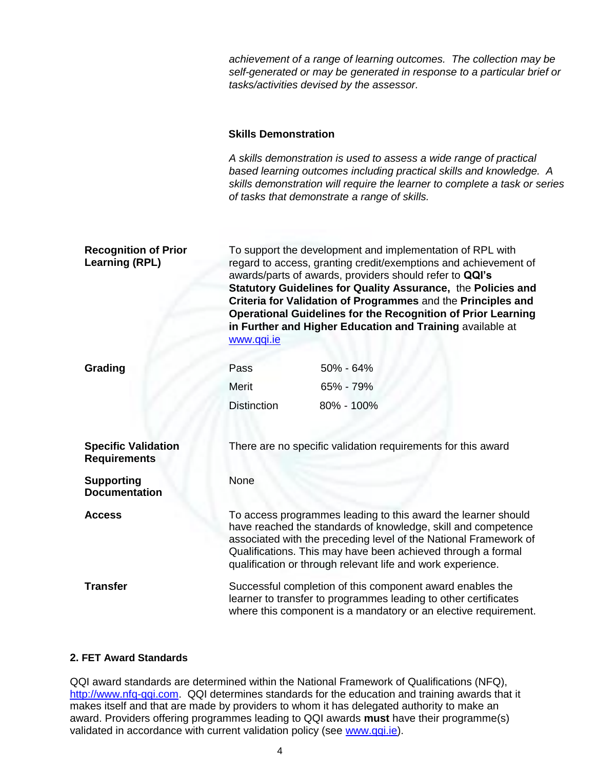*achievement of a range of learning outcomes. The collection may be self-generated or may be generated in response to a particular brief or tasks/activities devised by the assessor.*

**Skills Demonstration**

*A skills demonstration is used to assess a wide range of practical based learning outcomes including practical skills and knowledge. A skills demonstration will require the learner to complete a task or series of tasks that demonstrate a range of skills.*

**Recognition of Prior Learning (RPL)**

To support the development and implementation of RPL with regard to access, granting credit/exemptions and achievement of awards/parts of awards, providers should refer to **QQI's Statutory Guidelines for Quality Assurance,** the **Policies and Criteria for Validation of Programmes** and the **Principles and Operational Guidelines for the Recognition of Prior Learning in Further and Higher Education and Training** available at www.qqi.ie

**Grading**

| | |
|---|---|
| Pass | 50% - 64% |
| Merit | 65% - 79% |
| Distinction | 80% - 100% |

**Specific Validation Requirements**

There are no specific validation requirements for this award

**Supporting Documentation**

None

**Access**

To access programmes leading to this award the learner should have reached the standards of knowledge, skill and competence associated with the preceding level of the National Framework of Qualifications. This may have been achieved through a formal qualification or through relevant life and work experience.

**Transfer**

Successful completion of this component award enables the learner to transfer to programmes leading to other certificates where this component is a mandatory or an elective requirement.

## 2. FET Award Standards

QQI award standards are determined within the National Framework of Qualifications (NFQ), http://www.nfq-qqi.com. QQI determines standards for the education and training awards that it makes itself and that are made by providers to whom it has delegated authority to make an award. Providers offering programmes leading to QQI awards **must** have their programme(s) validated in accordance with current validation policy (see www.qqi.ie).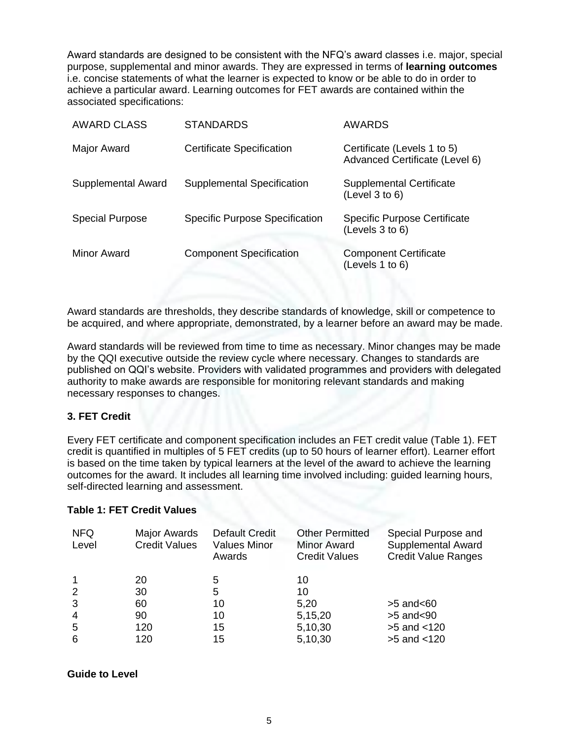Award standards are designed to be consistent with the NFQ's award classes i.e. major, special purpose, supplemental and minor awards. They are expressed in terms of **learning outcomes** i.e. concise statements of what the learner is expected to know or be able to do in order to achieve a particular award. Learning outcomes for FET awards are contained within the associated specifications:

| AWARD CLASS | STANDARDS | AWARDS |
|---|---|---|
| Major Award | Certificate Specification | Certificate (Levels 1 to 5) Advanced Certificate (Level 6) |
| Supplemental Award | Supplemental Specification | Supplemental Certificate (Level 3 to 6) |
| Special Purpose | Specific Purpose Specification | Specific Purpose Certificate (Levels 3 to 6) |
| Minor Award | Component Specification | Component Certificate (Levels 1 to 6) |

Award standards are thresholds, they describe standards of knowledge, skill or competence to be acquired, and where appropriate, demonstrated, by a learner before an award may be made.

Award standards will be reviewed from time to time as necessary. Minor changes may be made by the QQI executive outside the review cycle where necessary. Changes to standards are published on QQI's website. Providers with validated programmes and providers with delegated authority to make awards are responsible for monitoring relevant standards and making necessary responses to changes.

### 3. FET Credit

Every FET certificate and component specification includes an FET credit value (Table 1). FET credit is quantified in multiples of 5 FET credits (up to 50 hours of learner effort). Learner effort is based on the time taken by typical learners at the level of the award to achieve the learning outcomes for the award. It includes all learning time involved including: guided learning hours, self-directed learning and assessment.

**Table 1: FET Credit Values**

| NFQ Level | Major Awards Credit Values | Default Credit Values Minor Awards | Other Permitted Minor Award Credit Values | Special Purpose and Supplemental Award Credit Value Ranges |
|---|---|---|---|---|
| 1 | 20 | 5 | 10 | |
| 2 | 30 | 5 | 10 | |
| 3 | 60 | 10 | 5,20 | >5 and<60 |
| 4 | 90 | 10 | 5,15,20 | >5 and<90 |
| 5 | 120 | 15 | 5,10,30 | >5 and <120 |
| 6 | 120 | 15 | 5,10,30 | >5 and <120 |

**Guide to Level**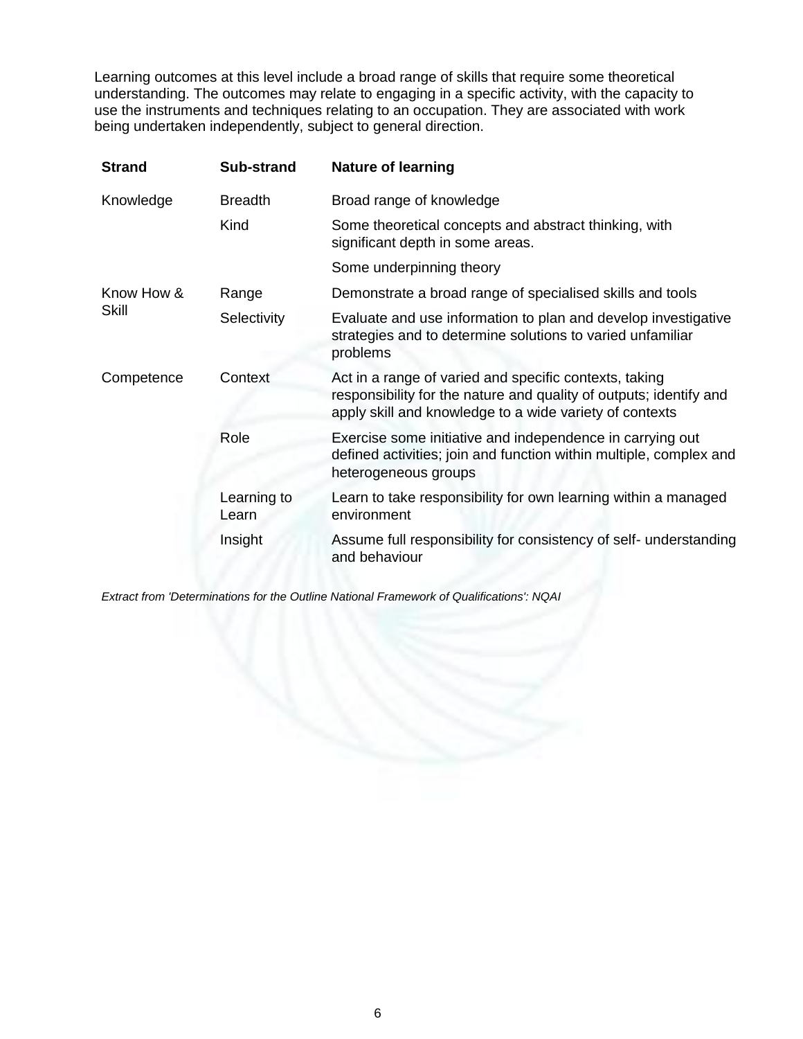Learning outcomes at this level include a broad range of skills that require some theoretical understanding. The outcomes may relate to engaging in a specific activity, with the capacity to use the instruments and techniques relating to an occupation. They are associated with work being undertaken independently, subject to general direction.

| Strand | Sub-strand | Nature of learning |
|---|---|---|
| Knowledge | Breadth | Broad range of knowledge |
| | Kind | Some theoretical concepts and abstract thinking, with significant depth in some areas. |
| | | Some underpinning theory |
| Know How & Skill | Range | Demonstrate a broad range of specialised skills and tools |
| | Selectivity | Evaluate and use information to plan and develop investigative strategies and to determine solutions to varied unfamiliar problems |
| Competence | Context | Act in a range of varied and specific contexts, taking responsibility for the nature and quality of outputs; identify and apply skill and knowledge to a wide variety of contexts |
| | Role | Exercise some initiative and independence in carrying out defined activities; join and function within multiple, complex and heterogeneous groups |
| | Learning to Learn | Learn to take responsibility for own learning within a managed environment |
| | Insight | Assume full responsibility for consistency of self- understanding and behaviour |

*Extract from 'Determinations for the Outline National Framework of Qualifications': NQAI*